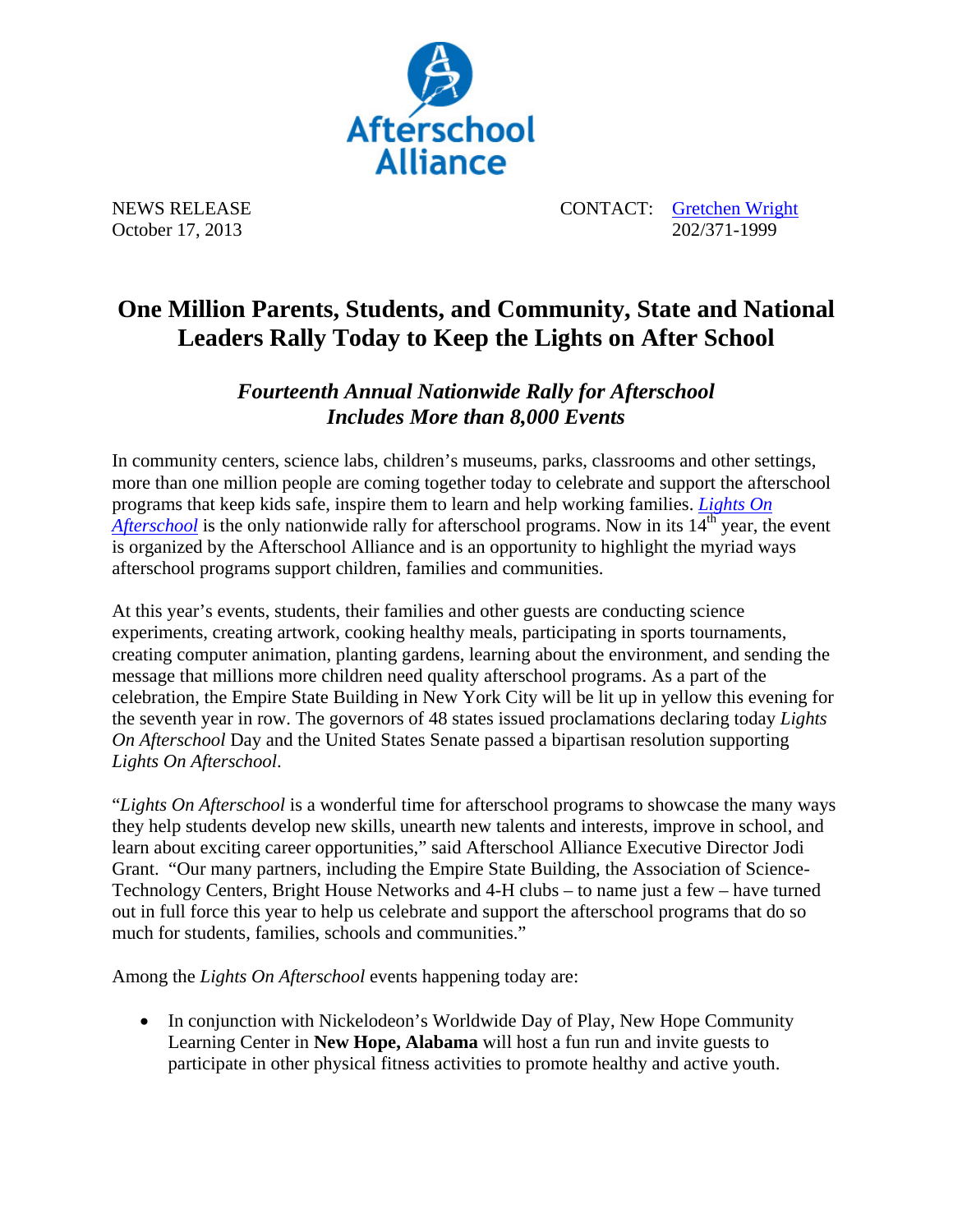Afterschool Alliance

NEWS RELEASE
October 17, 2013

CONTACT: Gretchen Wright
202/371-1999

# One Million Parents, Students, and Community, State and National Leaders Rally Today to Keep the Lights on After School

## *Fourteenth Annual Nationwide Rally for Afterschool Includes More than 8,000 Events*

In community centers, science labs, children's museums, parks, classrooms and other settings, more than one million people are coming together today to celebrate and support the afterschool programs that keep kids safe, inspire them to learn and help working families. *Lights On Afterschool* is the only nationwide rally for afterschool programs. Now in its 14th year, the event is organized by the Afterschool Alliance and is an opportunity to highlight the myriad ways afterschool programs support children, families and communities.

At this year's events, students, their families and other guests are conducting science experiments, creating artwork, cooking healthy meals, participating in sports tournaments, creating computer animation, planting gardens, learning about the environment, and sending the message that millions more children need quality afterschool programs. As a part of the celebration, the Empire State Building in New York City will be lit up in yellow this evening for the seventh year in row. The governors of 48 states issued proclamations declaring today *Lights On Afterschool* Day and the United States Senate passed a bipartisan resolution supporting *Lights On Afterschool*.

"*Lights On Afterschool* is a wonderful time for afterschool programs to showcase the many ways they help students develop new skills, unearth new talents and interests, improve in school, and learn about exciting career opportunities," said Afterschool Alliance Executive Director Jodi Grant. "Our many partners, including the Empire State Building, the Association of Science-Technology Centers, Bright House Networks and 4-H clubs – to name just a few – have turned out in full force this year to help us celebrate and support the afterschool programs that do so much for students, families, schools and communities."

Among the *Lights On Afterschool* events happening today are:

- In conjunction with Nickelodeon's Worldwide Day of Play, New Hope Community Learning Center in **New Hope, Alabama** will host a fun run and invite guests to participate in other physical fitness activities to promote healthy and active youth.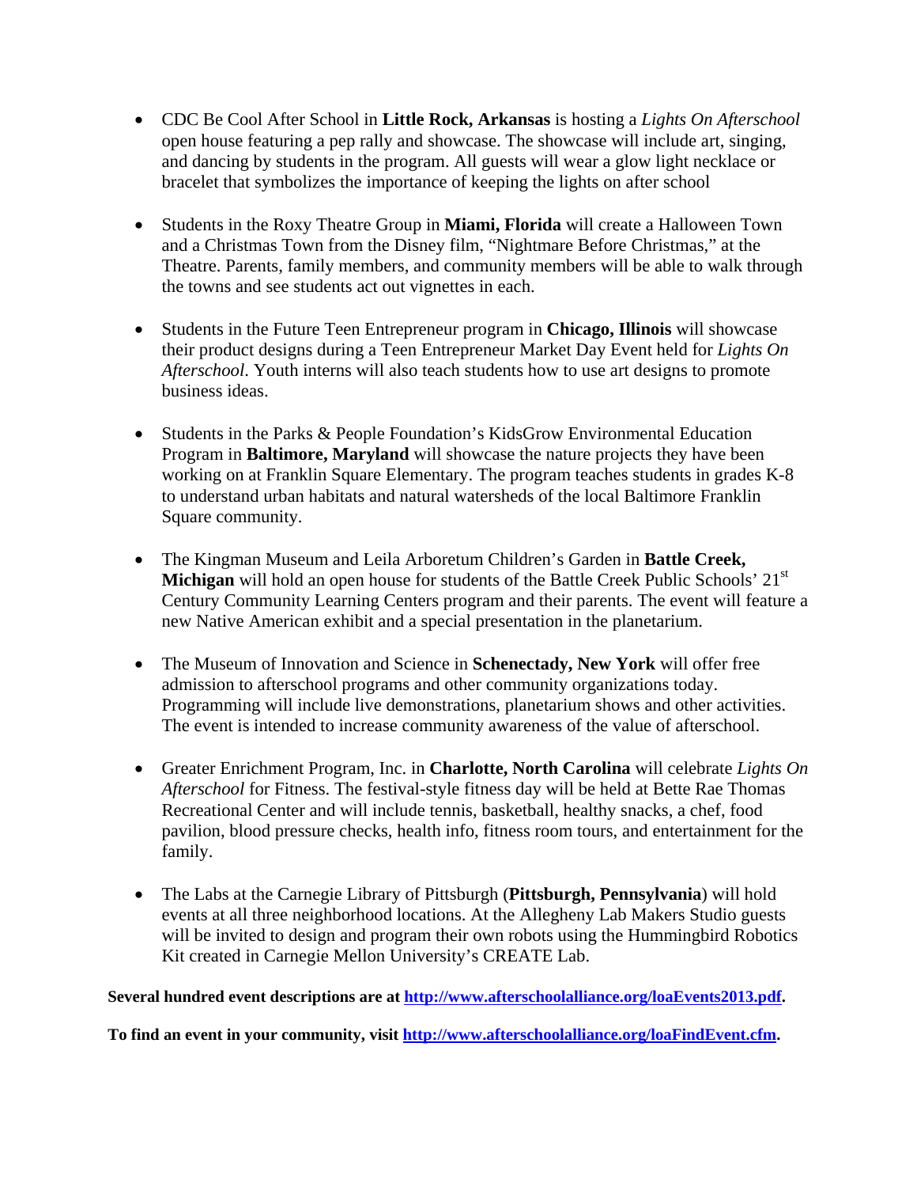- CDC Be Cool After School in **Little Rock, Arkansas** is hosting a *Lights On Afterschool* open house featuring a pep rally and showcase. The showcase will include art, singing, and dancing by students in the program. All guests will wear a glow light necklace or bracelet that symbolizes the importance of keeping the lights on after school

- Students in the Roxy Theatre Group in **Miami, Florida** will create a Halloween Town and a Christmas Town from the Disney film, "Nightmare Before Christmas," at the Theatre. Parents, family members, and community members will be able to walk through the towns and see students act out vignettes in each.

- Students in the Future Teen Entrepreneur program in **Chicago, Illinois** will showcase their product designs during a Teen Entrepreneur Market Day Event held for *Lights On Afterschool*. Youth interns will also teach students how to use art designs to promote business ideas.

- Students in the Parks & People Foundation's KidsGrow Environmental Education Program in **Baltimore, Maryland** will showcase the nature projects they have been working on at Franklin Square Elementary. The program teaches students in grades K-8 to understand urban habitats and natural watersheds of the local Baltimore Franklin Square community.

- The Kingman Museum and Leila Arboretum Children's Garden in **Battle Creek, Michigan** will hold an open house for students of the Battle Creek Public Schools' 21st Century Community Learning Centers program and their parents. The event will feature a new Native American exhibit and a special presentation in the planetarium.

- The Museum of Innovation and Science in **Schenectady, New York** will offer free admission to afterschool programs and other community organizations today. Programming will include live demonstrations, planetarium shows and other activities. The event is intended to increase community awareness of the value of afterschool.

- Greater Enrichment Program, Inc. in **Charlotte, North Carolina** will celebrate *Lights On Afterschool* for Fitness. The festival-style fitness day will be held at Bette Rae Thomas Recreational Center and will include tennis, basketball, healthy snacks, a chef, food pavilion, blood pressure checks, health info, fitness room tours, and entertainment for the family.

- The Labs at the Carnegie Library of Pittsburgh (**Pittsburgh, Pennsylvania**) will hold events at all three neighborhood locations. At the Allegheny Lab Makers Studio guests will be invited to design and program their own robots using the Hummingbird Robotics Kit created in Carnegie Mellon University's CREATE Lab.

**Several hundred event descriptions are at [http://www.afterschoolalliance.org/loaEvents2013.pdf](http://www.afterschoolalliance.org/loaEvents2013.pdf).**

**To find an event in your community, visit [http://www.afterschoolalliance.org/loaFindEvent.cfm](http://www.afterschoolalliance.org/loaFindEvent.cfm).**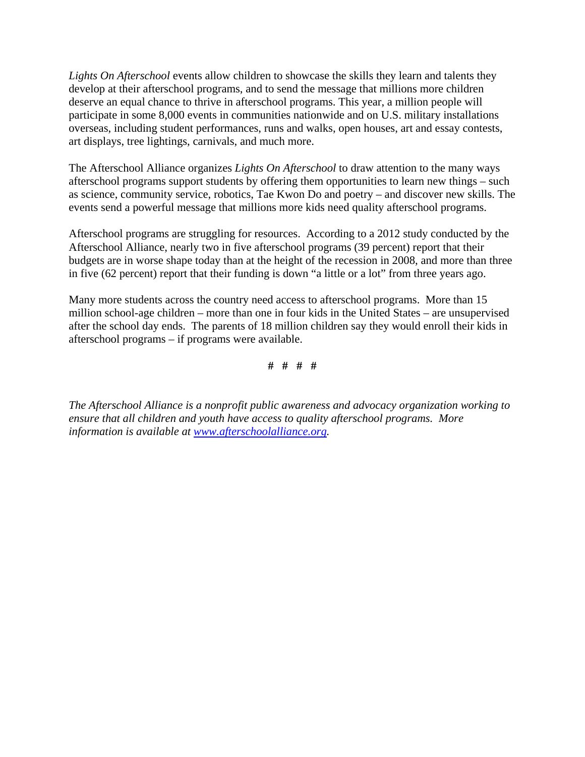*Lights On Afterschool* events allow children to showcase the skills they learn and talents they develop at their afterschool programs, and to send the message that millions more children deserve an equal chance to thrive in afterschool programs. This year, a million people will participate in some 8,000 events in communities nationwide and on U.S. military installations overseas, including student performances, runs and walks, open houses, art and essay contests, art displays, tree lightings, carnivals, and much more.

The Afterschool Alliance organizes *Lights On Afterschool* to draw attention to the many ways afterschool programs support students by offering them opportunities to learn new things – such as science, community service, robotics, Tae Kwon Do and poetry – and discover new skills. The events send a powerful message that millions more kids need quality afterschool programs.

Afterschool programs are struggling for resources. According to a 2012 study conducted by the Afterschool Alliance, nearly two in five afterschool programs (39 percent) report that their budgets are in worse shape today than at the height of the recession in 2008, and more than three in five (62 percent) report that their funding is down "a little or a lot" from three years ago.

Many more students across the country need access to afterschool programs. More than 15 million school-age children – more than one in four kids in the United States – are unsupervised after the school day ends. The parents of 18 million children say they would enroll their kids in afterschool programs – if programs were available.

# # # #

*The Afterschool Alliance is a nonprofit public awareness and advocacy organization working to ensure that all children and youth have access to quality afterschool programs. More information is available at [www.afterschoolalliance.org](http://www.afterschoolalliance.org).*